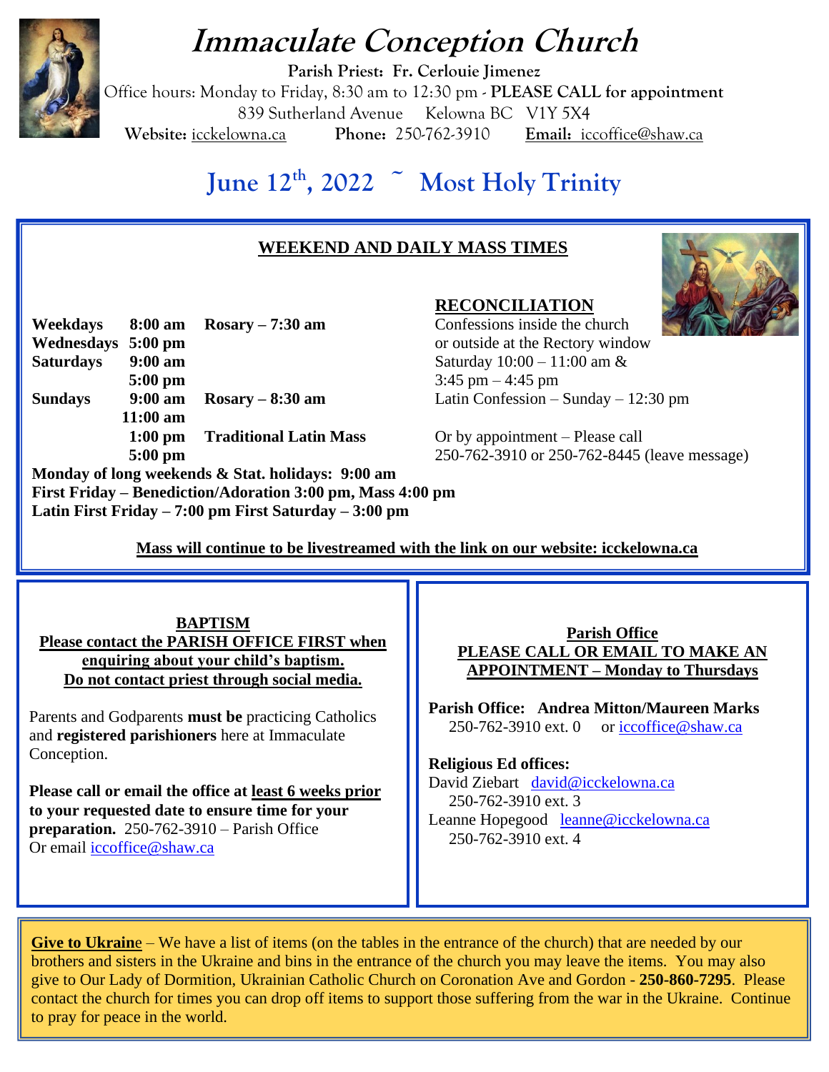# Immaculate Conception Church

**Parish Priest: Fr. Cerlouie Jimenez**
Office hours: Monday to Friday, 8:30 am to 12:30 pm - **PLEASE CALL for appointment**
839 Sutherland Avenue Kelowna BC V1Y 5X4
**Website:** icckelowna.ca **Phone:** 250-762-3910 **Email:** iccoffice@shaw.ca

## June 12th, 2022 ~ Most Holy Trinity

### WEEKEND AND DAILY MASS TIMES

| | | |
|---|---|---|
| **Weekdays** | **8:00 am** | **Rosary – 7:30 am** |
| **Wednesdays** | **5:00 pm** | |
| **Saturdays** | **9:00 am** | |
| | **5:00 pm** | |
| **Sundays** | **9:00 am** | **Rosary – 8:30 am** |
| | **11:00 am** | |
| | **1:00 pm** | **Traditional Latin Mass** |
| | **5:00 pm** | |

**Monday of long weekends & Stat. holidays: 9:00 am**
**First Friday – Benediction/Adoration 3:00 pm, Mass 4:00 pm**
**Latin First Friday – 7:00 pm First Saturday – 3:00 pm**

### RECONCILIATION

Confessions inside the church or outside at the Rectory window
Saturday 10:00 – 11:00 am & 3:45 pm – 4:45 pm
Latin Confession – Sunday – 12:30 pm

Or by appointment – Please call
250-762-3910 or 250-762-8445 (leave message)

**Mass will continue to be livestreamed with the link on our website: icckelowna.ca**

### BAPTISM

**Please contact the PARISH OFFICE FIRST when enquiring about your child's baptism.**
**Do not contact priest through social media.**

Parents and Godparents **must be** practicing Catholics and **registered parishioners** here at Immaculate Conception.

**Please call or email the office at least 6 weeks prior to your requested date to ensure time for your preparation.** 250-762-3910 – Parish Office
Or email iccoffice@shaw.ca

### Parish Office

**PLEASE CALL OR EMAIL TO MAKE AN APPOINTMENT – Monday to Thursdays**

**Parish Office: Andrea Mitton/Maureen Marks**
250-762-3910 ext. 0 or iccoffice@shaw.ca

**Religious Ed offices:**
David Ziebart david@icckelowna.ca
250-762-3910 ext. 3
Leanne Hopegood leanne@icckelowna.ca
250-762-3910 ext. 4

**Give to Ukraine** – We have a list of items (on the tables in the entrance of the church) that are needed by our brothers and sisters in the Ukraine and bins in the entrance of the church you may leave the items. You may also give to Our Lady of Dormition, Ukrainian Catholic Church on Coronation Ave and Gordon - **250-860-7295**. Please contact the church for times you can drop off items to support those suffering from the war in the Ukraine. Continue to pray for peace in the world.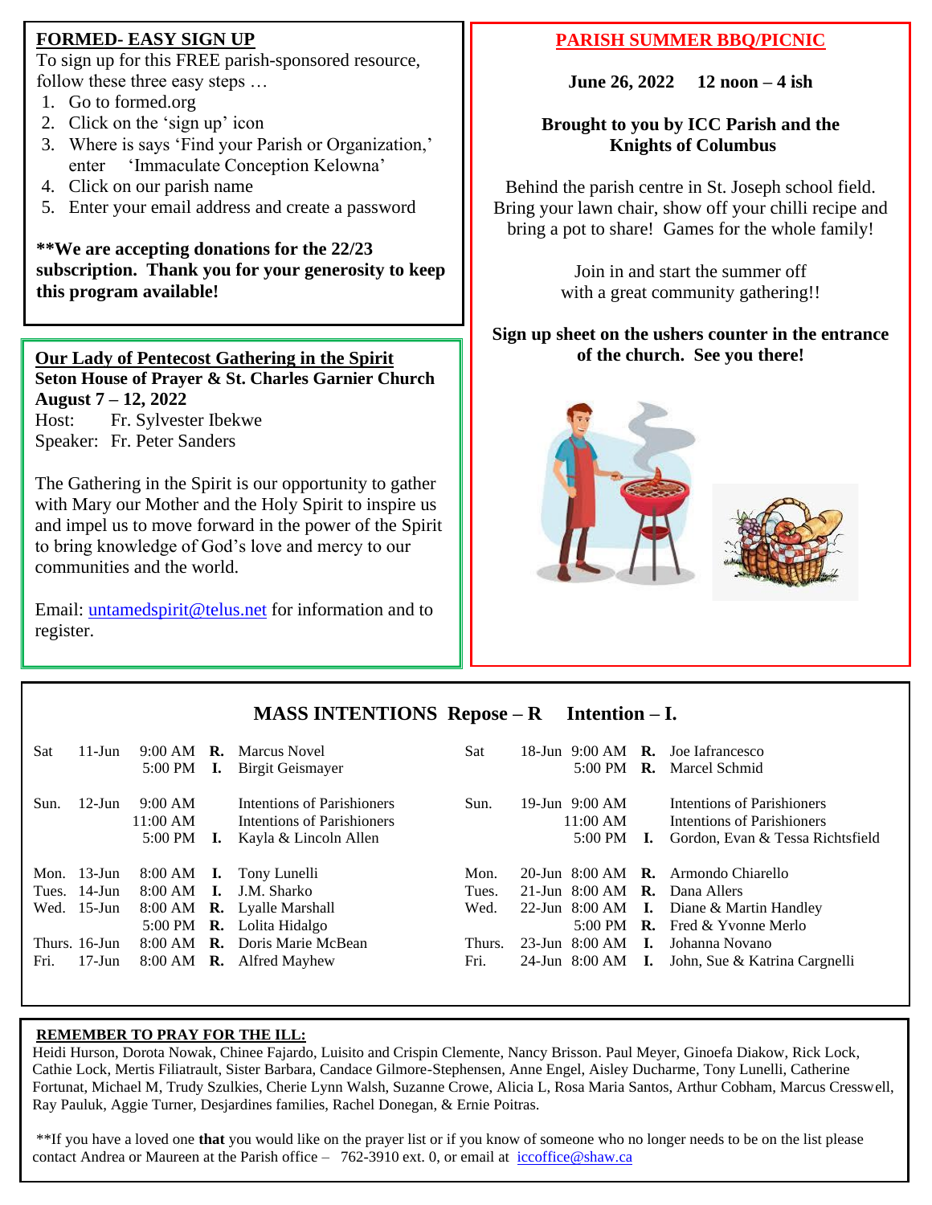## FORMED- EASY SIGN UP

To sign up for this FREE parish-sponsored resource, follow these three easy steps …

1. Go to formed.org
2. Click on the 'sign up' icon
3. Where is says 'Find your Parish or Organization,' enter 'Immaculate Conception Kelowna'
4. Click on our parish name
5. Enter your email address and create a password

****We are accepting donations for the 22/23 subscription. Thank you for your generosity to keep this program available!**

## Our Lady of Pentecost Gathering in the Spirit

**Seton House of Prayer & St. Charles Garnier Church**
**August 7 – 12, 2022**

Host: Fr. Sylvester Ibekwe
Speaker: Fr. Peter Sanders

The Gathering in the Spirit is our opportunity to gather with Mary our Mother and the Holy Spirit to inspire us and impel us to move forward in the power of the Spirit to bring knowledge of God's love and mercy to our communities and the world.

Email: untamedspirit@telus.net for information and to register.

## PARISH SUMMER BBQ/PICNIC

**June 26, 2022 12 noon – 4 ish**

**Brought to you by ICC Parish and the Knights of Columbus**

Behind the parish centre in St. Joseph school field. Bring your lawn chair, show off your chilli recipe and bring a pot to share! Games for the whole family!

Join in and start the summer off with a great community gathering!!

**Sign up sheet on the ushers counter in the entrance of the church. See you there!**

## MASS INTENTIONS Repose – R Intention – I.

| Day | Date | Time | | Name |
|---|---|---|---|---|
| Sat | 11-Jun | 9:00 AM | **R.** | Marcus Novel |
| | | 5:00 PM | **I.** | Birgit Geismayer |
| Sun. | 12-Jun | 9:00 AM | | Intentions of Parishioners |
| | | 11:00 AM | | Intentions of Parishioners |
| | | 5:00 PM | **I.** | Kayla & Lincoln Allen |
| Mon. | 13-Jun | 8:00 AM | **I.** | Tony Lunelli |
| Tues. | 14-Jun | 8:00 AM | **I.** | J.M. Sharko |
| Wed. | 15-Jun | 8:00 AM | **R.** | Lyalle Marshall |
| | | 5:00 PM | **R.** | Lolita Hidalgo |
| Thurs. | 16-Jun | 8:00 AM | **R.** | Doris Marie McBean |
| Fri. | 17-Jun | 8:00 AM | **R.** | Alfred Mayhew |
| Sat | 18-Jun | 9:00 AM | **R.** | Joe Iafrancesco |
| | | 5:00 PM | **R.** | Marcel Schmid |
| Sun. | 19-Jun | 9:00 AM | | Intentions of Parishioners |
| | | 11:00 AM | | Intentions of Parishioners |
| | | 5:00 PM | **I.** | Gordon, Evan & Tessa Richtsfield |
| Mon. | 20-Jun | 8:00 AM | **R.** | Armondo Chiarello |
| Tues. | 21-Jun | 8:00 AM | **R.** | Dana Allers |
| Wed. | 22-Jun | 8:00 AM | **I.** | Diane & Martin Handley |
| | | 5:00 PM | **R.** | Fred & Yvonne Merlo |
| Thurs. | 23-Jun | 8:00 AM | **I.** | Johanna Novano |
| Fri. | 24-Jun | 8:00 AM | **I.** | John, Sue & Katrina Cargnelli |

## REMEMBER TO PRAY FOR THE ILL:

Heidi Hurson, Dorota Nowak, Chinee Fajardo, Luisito and Crispin Clemente, Nancy Brisson. Paul Meyer, Ginoefa Diakow, Rick Lock, Cathie Lock, Mertis Filiatrault, Sister Barbara, Candace Gilmore-Stephensen, Anne Engel, Aisley Ducharme, Tony Lunelli, Catherine Fortunat, Michael M, Trudy Szulkies, Cherie Lynn Walsh, Suzanne Crowe, Alicia L, Rosa Maria Santos, Arthur Cobham, Marcus Cresswell, Ray Pauluk, Aggie Turner, Desjardines families, Rachel Donegan, & Ernie Poitras.

**If you have a loved one **that** you would like on the prayer list or if you know of someone who no longer needs to be on the list please contact Andrea or Maureen at the Parish office – 762-3910 ext. 0, or email at iccoffice@shaw.ca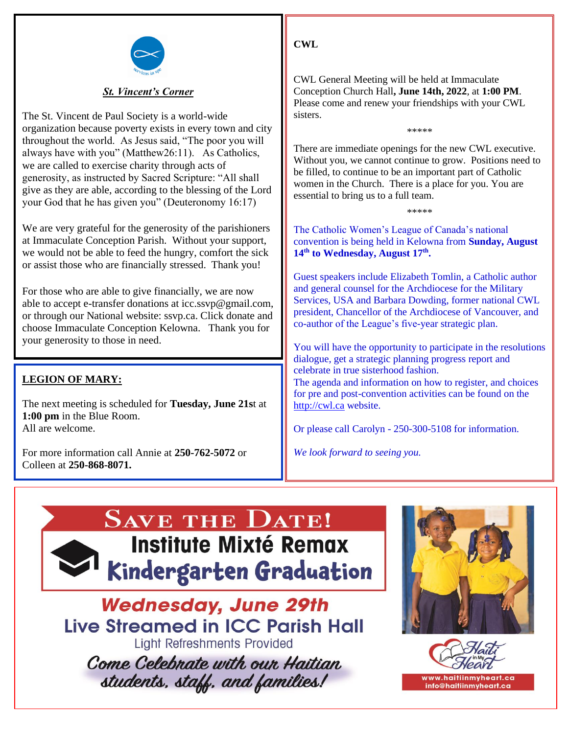## *St. Vincent's Corner*

The St. Vincent de Paul Society is a world-wide organization because poverty exists in every town and city throughout the world. As Jesus said, "The poor you will always have with you" (Matthew26:11). As Catholics, we are called to exercise charity through acts of generosity, as instructed by Sacred Scripture: "All shall give as they are able, according to the blessing of the Lord your God that he has given you" (Deuteronomy 16:17)

We are very grateful for the generosity of the parishioners at Immaculate Conception Parish. Without your support, we would not be able to feed the hungry, comfort the sick or assist those who are financially stressed. Thank you!

For those who are able to give financially, we are now able to accept e-transfer donations at icc.ssvp@gmail.com, or through our National website: ssvp.ca. Click donate and choose Immaculate Conception Kelowna. Thank you for your generosity to those in need.

## LEGION OF MARY:

The next meeting is scheduled for **Tuesday, June 21s**t at **1:00 pm** in the Blue Room.
All are welcome.

For more information call Annie at **250-762-5072** or Colleen at **250-868-8071.**

## CWL

CWL General Meeting will be held at Immaculate Conception Church Hall**, June 14th, 2022**, at **1:00 PM**. Please come and renew your friendships with your CWL sisters.

*****

There are immediate openings for the new CWL executive. Without you, we cannot continue to grow. Positions need to be filled, to continue to be an important part of Catholic women in the Church. There is a place for you. You are essential to bring us to a full team.

*****

The Catholic Women's League of Canada's national convention is being held in Kelowna from **Sunday, August 14th to Wednesday, August 17th.**

Guest speakers include Elizabeth Tomlin, a Catholic author and general counsel for the Archdiocese for the Military Services, USA and Barbara Dowding, former national CWL president, Chancellor of the Archdiocese of Vancouver, and co-author of the League's five-year strategic plan.

You will have the opportunity to participate in the resolutions dialogue, get a strategic planning progress report and celebrate in true sisterhood fashion.
The agenda and information on how to register, and choices for pre and post-convention activities can be found on the http://cwl.ca website.

Or please call Carolyn - 250-300-5108 for information.

*We look forward to seeing you.*

## SAVE THE DATE!

**Institute Mixté Remax Kindergarten Graduation**

**Wednesday, June 29th**

**Live Streamed in ICC Parish Hall**

Light Refreshments Provided

*Come Celebrate with our Haitian students, staff, and families!*

Haiti in My Heart
www.haitiinmyheart.ca
info@haitiinmyheart.ca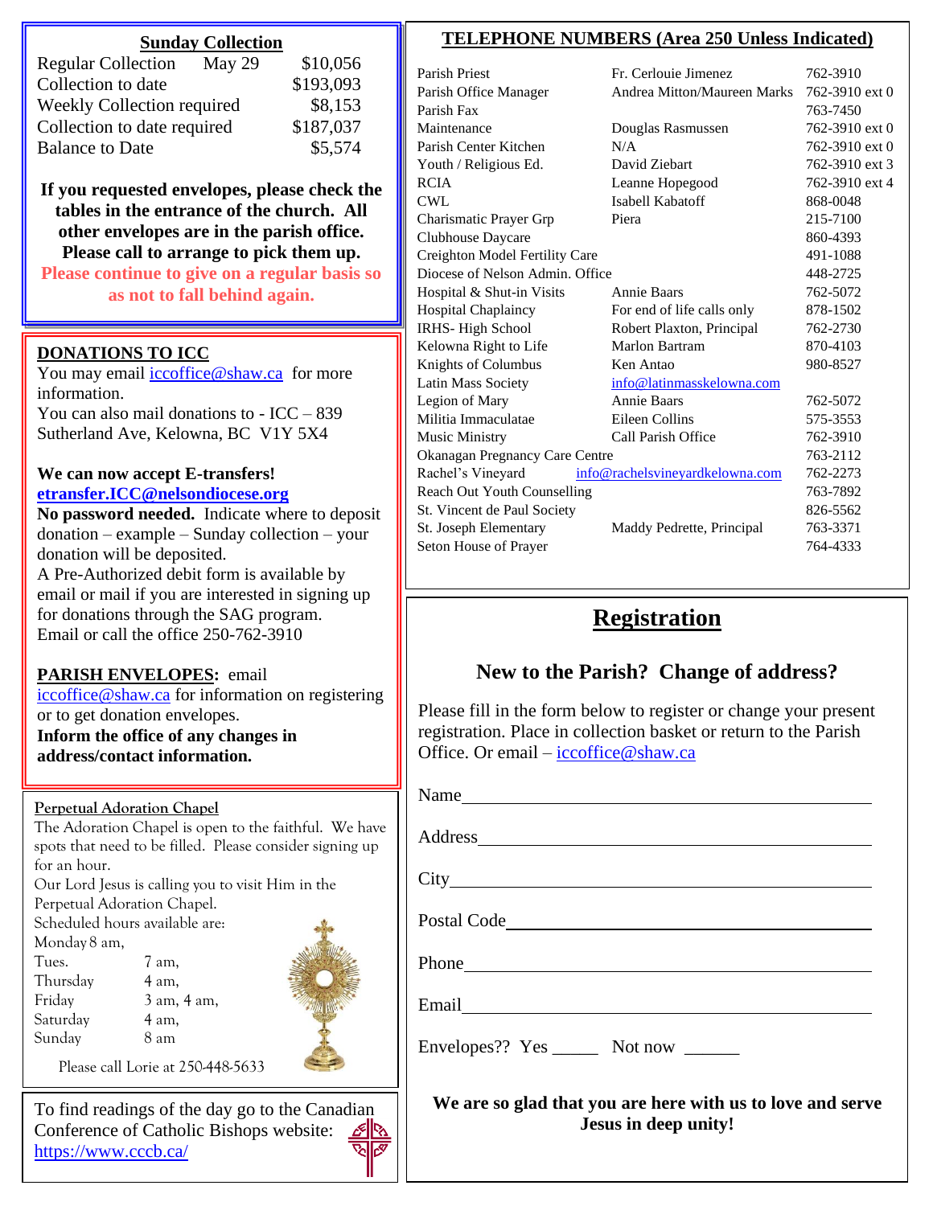## Sunday Collection

| | | |
|---|---|---|
| Regular Collection | May 29 | $10,056 |
| Collection to date | | $193,093 |
| Weekly Collection required | | $8,153 |
| Collection to date required | | $187,037 |
| Balance to Date | | $5,574 |

**If you requested envelopes, please check the tables in the entrance of the church. All other envelopes are in the parish office. Please call to arrange to pick them up.**

**Please continue to give on a regular basis so as not to fall behind again.**

**DONATIONS TO ICC**

You may email iccoffice@shaw.ca for more information.

You can also mail donations to - ICC – 839 Sutherland Ave, Kelowna, BC V1Y 5X4

**We can now accept E-transfers!**
**etransfer.ICC@nelsondiocese.org**

**No password needed.** Indicate where to deposit donation – example – Sunday collection – your donation will be deposited.

A Pre-Authorized debit form is available by email or mail if you are interested in signing up for donations through the SAG program.

Email or call the office 250-762-3910

**PARISH ENVELOPES:** email iccoffice@shaw.ca for information on registering or to get donation envelopes.

**Inform the office of any changes in address/contact information.**

**Perpetual Adoration Chapel**

The Adoration Chapel is open to the faithful. We have spots that need to be filled. Please consider signing up for an hour.

Our Lord Jesus is calling you to visit Him in the Perpetual Adoration Chapel.

Scheduled hours available are:

| | |
|---|---|
| Monday | 8 am, |
| Tues. | 7 am, |
| Thursday | 4 am, |
| Friday | 3 am, 4 am, |
| Saturday | 4 am, |
| Sunday | 8 am |

Please call Lorie at 250-448-5633

To find readings of the day go to the Canadian Conference of Catholic Bishops website: https://www.cccb.ca/

## TELEPHONE NUMBERS (Area 250 Unless Indicated)

| | | |
|---|---|---|
| Parish Priest | Fr. Cerlouie Jimenez | 762-3910 |
| Parish Office Manager | Andrea Mitton/Maureen Marks | 762-3910 ext 0 |
| Parish Fax | | 763-7450 |
| Maintenance | Douglas Rasmussen | 762-3910 ext 0 |
| Parish Center Kitchen | N/A | 762-3910 ext 0 |
| Youth / Religious Ed. | David Ziebart | 762-3910 ext 3 |
| RCIA | Leanne Hopegood | 762-3910 ext 4 |
| CWL | Isabell Kabatoff | 868-0048 |
| Charismatic Prayer Grp | Piera | 215-7100 |
| Clubhouse Daycare | | 860-4393 |
| Creighton Model Fertility Care | | 491-1088 |
| Diocese of Nelson Admin. Office | | 448-2725 |
| Hospital & Shut-in Visits | Annie Baars | 762-5072 |
| Hospital Chaplaincy | For end of life calls only | 878-1502 |
| IRHS- High School | Robert Plaxton, Principal | 762-2730 |
| Kelowna Right to Life | Marlon Bartram | 870-4103 |
| Knights of Columbus | Ken Antao | 980-8527 |
| Latin Mass Society | info@latinmasskelowna.com | |
| Legion of Mary | Annie Baars | 762-5072 |
| Militia Immaculatae | Eileen Collins | 575-3553 |
| Music Ministry | Call Parish Office | 762-3910 |
| Okanagan Pregnancy Care Centre | | 763-2112 |
| Rachel's Vineyard | info@rachelsvineyardkelowna.com | 762-2273 |
| Reach Out Youth Counselling | | 763-7892 |
| St. Vincent de Paul Society | | 826-5562 |
| St. Joseph Elementary | Maddy Pedrette, Principal | 763-3371 |
| Seton House of Prayer | | 764-4333 |

## Registration

### New to the Parish? Change of address?

Please fill in the form below to register or change your present registration. Place in collection basket or return to the Parish Office. Or email – iccoffice@shaw.ca

Name\_\_\_\_\_\_\_\_\_\_\_\_\_\_\_\_\_\_\_\_\_\_\_\_\_\_\_\_\_\_\_\_\_\_\_\_\_\_\_\_

Address\_\_\_\_\_\_\_\_\_\_\_\_\_\_\_\_\_\_\_\_\_\_\_\_\_\_\_\_\_\_\_\_\_\_\_\_\_\_

City\_\_\_\_\_\_\_\_\_\_\_\_\_\_\_\_\_\_\_\_\_\_\_\_\_\_\_\_\_\_\_\_\_\_\_\_\_\_\_\_\_

Postal Code\_\_\_\_\_\_\_\_\_\_\_\_\_\_\_\_\_\_\_\_\_\_\_\_\_\_\_\_\_\_\_\_\_\_\_

Phone\_\_\_\_\_\_\_\_\_\_\_\_\_\_\_\_\_\_\_\_\_\_\_\_\_\_\_\_\_\_\_\_\_\_\_\_\_\_\_\_

Email\_\_\_\_\_\_\_\_\_\_\_\_\_\_\_\_\_\_\_\_\_\_\_\_\_\_\_\_\_\_\_\_\_\_\_\_\_\_\_\_

Envelopes?? Yes \_\_\_\_\_ Not now \_\_\_\_\_\_

**We are so glad that you are here with us to love and serve Jesus in deep unity!**